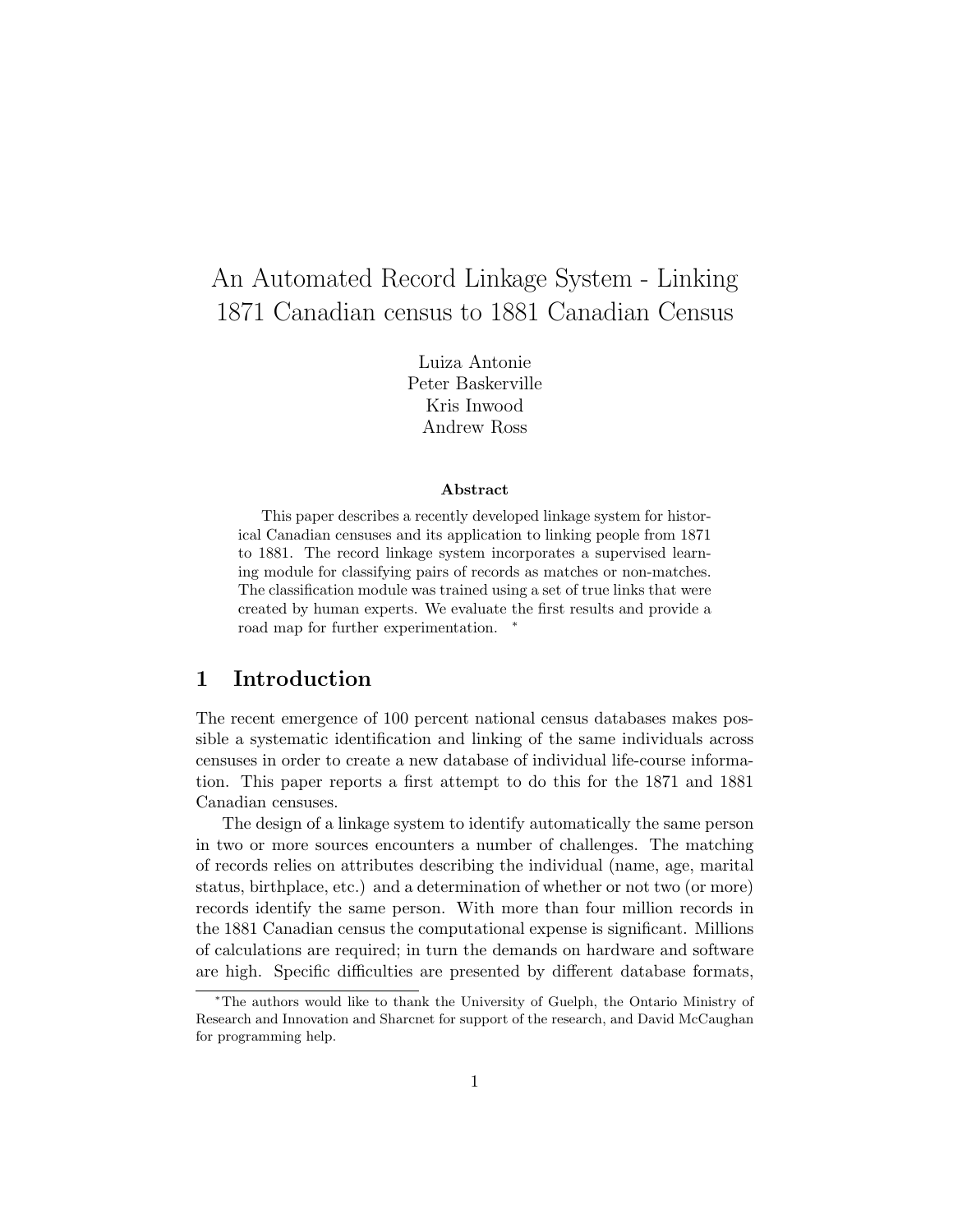# An Automated Record Linkage System - Linking 1871 Canadian census to 1881 Canadian Census

Luiza Antonie
Peter Baskerville
Kris Inwood
Andrew Ross

### Abstract

This paper describes a recently developed linkage system for historical Canadian censuses and its application to linking people from 1871 to 1881. The record linkage system incorporates a supervised learning module for classifying pairs of records as matches or non-matches. The classification module was trained using a set of true links that were created by human experts. We evaluate the first results and provide a road map for further experimentation. *

## 1 Introduction

The recent emergence of 100 percent national census databases makes possible a systematic identification and linking of the same individuals across censuses in order to create a new database of individual life-course information. This paper reports a first attempt to do this for the 1871 and 1881 Canadian censuses.

The design of a linkage system to identify automatically the same person in two or more sources encounters a number of challenges. The matching of records relies on attributes describing the individual (name, age, marital status, birthplace, etc.) and a determination of whether or not two (or more) records identify the same person. With more than four million records in the 1881 Canadian census the computational expense is significant. Millions of calculations are required; in turn the demands on hardware and software are high. Specific difficulties are presented by different database formats,

*The authors would like to thank the University of Guelph, the Ontario Ministry of Research and Innovation and Sharcnet for support of the research, and David McCaughan for programming help.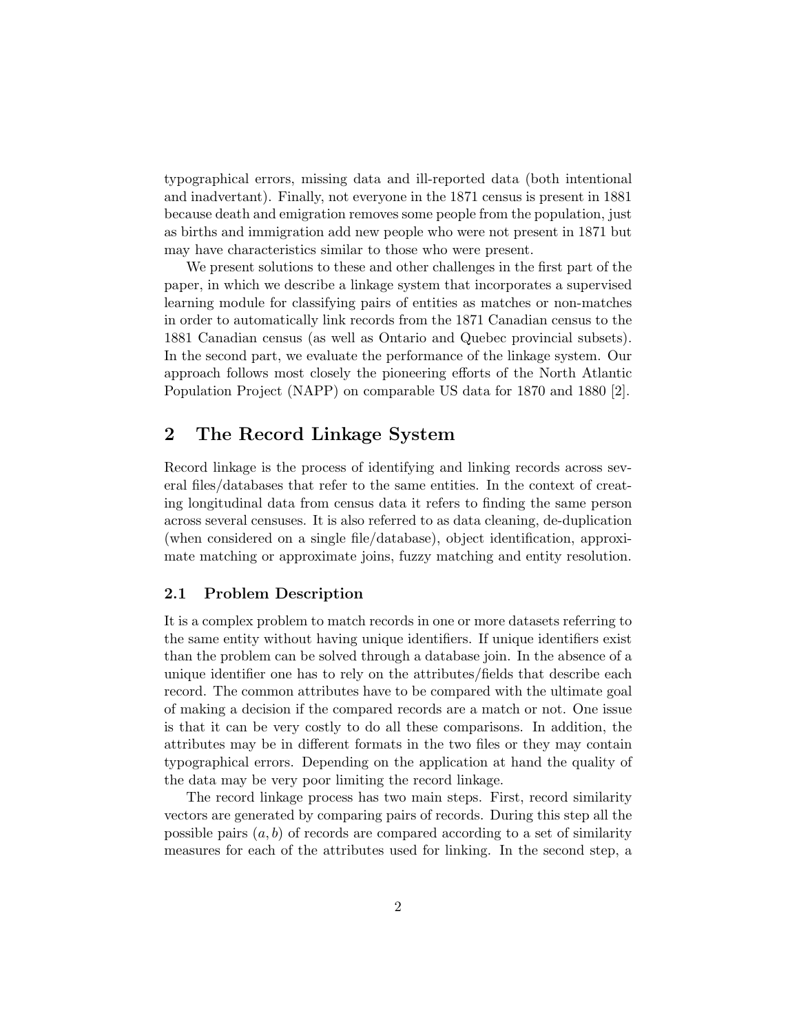typographical errors, missing data and ill-reported data (both intentional and inadvertant). Finally, not everyone in the 1871 census is present in 1881 because death and emigration removes some people from the population, just as births and immigration add new people who were not present in 1871 but may have characteristics similar to those who were present.

We present solutions to these and other challenges in the first part of the paper, in which we describe a linkage system that incorporates a supervised learning module for classifying pairs of entities as matches or non-matches in order to automatically link records from the 1871 Canadian census to the 1881 Canadian census (as well as Ontario and Quebec provincial subsets). In the second part, we evaluate the performance of the linkage system. Our approach follows most closely the pioneering efforts of the North Atlantic Population Project (NAPP) on comparable US data for 1870 and 1880 [2].

## 2 The Record Linkage System

Record linkage is the process of identifying and linking records across several files/databases that refer to the same entities. In the context of creating longitudinal data from census data it refers to finding the same person across several censuses. It is also referred to as data cleaning, de-duplication (when considered on a single file/database), object identification, approximate matching or approximate joins, fuzzy matching and entity resolution.

### 2.1 Problem Description

It is a complex problem to match records in one or more datasets referring to the same entity without having unique identifiers. If unique identifiers exist than the problem can be solved through a database join. In the absence of a unique identifier one has to rely on the attributes/fields that describe each record. The common attributes have to be compared with the ultimate goal of making a decision if the compared records are a match or not. One issue is that it can be very costly to do all these comparisons. In addition, the attributes may be in different formats in the two files or they may contain typographical errors. Depending on the application at hand the quality of the data may be very poor limiting the record linkage.

The record linkage process has two main steps. First, record similarity vectors are generated by comparing pairs of records. During this step all the possible pairs $(a, b)$ of records are compared according to a set of similarity measures for each of the attributes used for linking. In the second step, a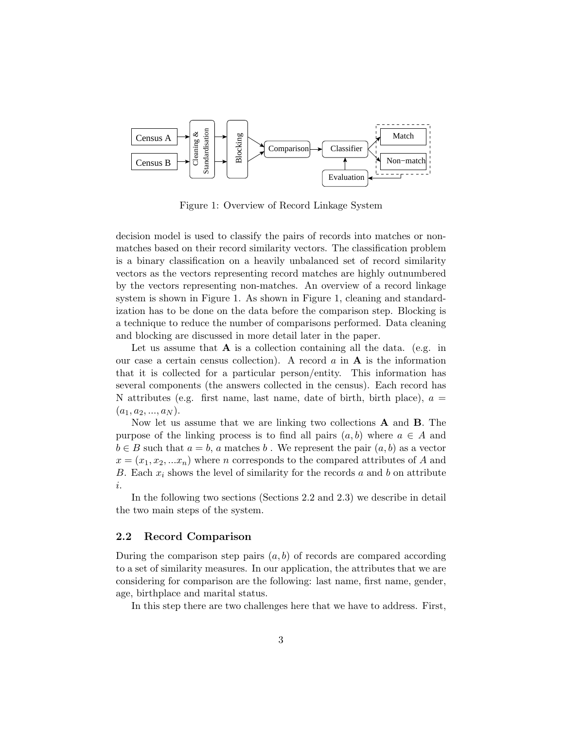Figure 1: Overview of Record Linkage System

decision model is used to classify the pairs of records into matches or non-matches based on their record similarity vectors. The classification problem is a binary classification on a heavily unbalanced set of record similarity vectors as the vectors representing record matches are highly outnumbered by the vectors representing non-matches. An overview of a record linkage system is shown in Figure 1. As shown in Figure 1, cleaning and standardization has to be done on the data before the comparison step. Blocking is a technique to reduce the number of comparisons performed. Data cleaning and blocking are discussed in more detail later in the paper.

Let us assume that $\mathbf{A}$ is a collection containing all the data. (e.g. in our case a certain census collection). A record $a$ in $\mathbf{A}$ is the information that it is collected for a particular person/entity. This information has several components (the answers collected in the census). Each record has N attributes (e.g. first name, last name, date of birth, birth place), $a = (a_1, a_2, ..., a_N)$.

Now let us assume that we are linking two collections $\mathbf{A}$ and $\mathbf{B}$. The purpose of the linking process is to find all pairs $(a, b)$ where $a \in A$ and $b \in B$ such that $a = b$, $a$ matches $b$ . We represent the pair $(a, b)$ as a vector $x = (x_1, x_2, ...x_n)$ where $n$ corresponds to the compared attributes of $A$ and $B$. Each $x_i$ shows the level of similarity for the records $a$ and $b$ on attribute $i$.

In the following two sections (Sections 2.2 and 2.3) we describe in detail the two main steps of the system.

### 2.2 Record Comparison

During the comparison step pairs $(a, b)$ of records are compared according to a set of similarity measures. In our application, the attributes that we are considering for comparison are the following: last name, first name, gender, age, birthplace and marital status.

In this step there are two challenges here that we have to address. First,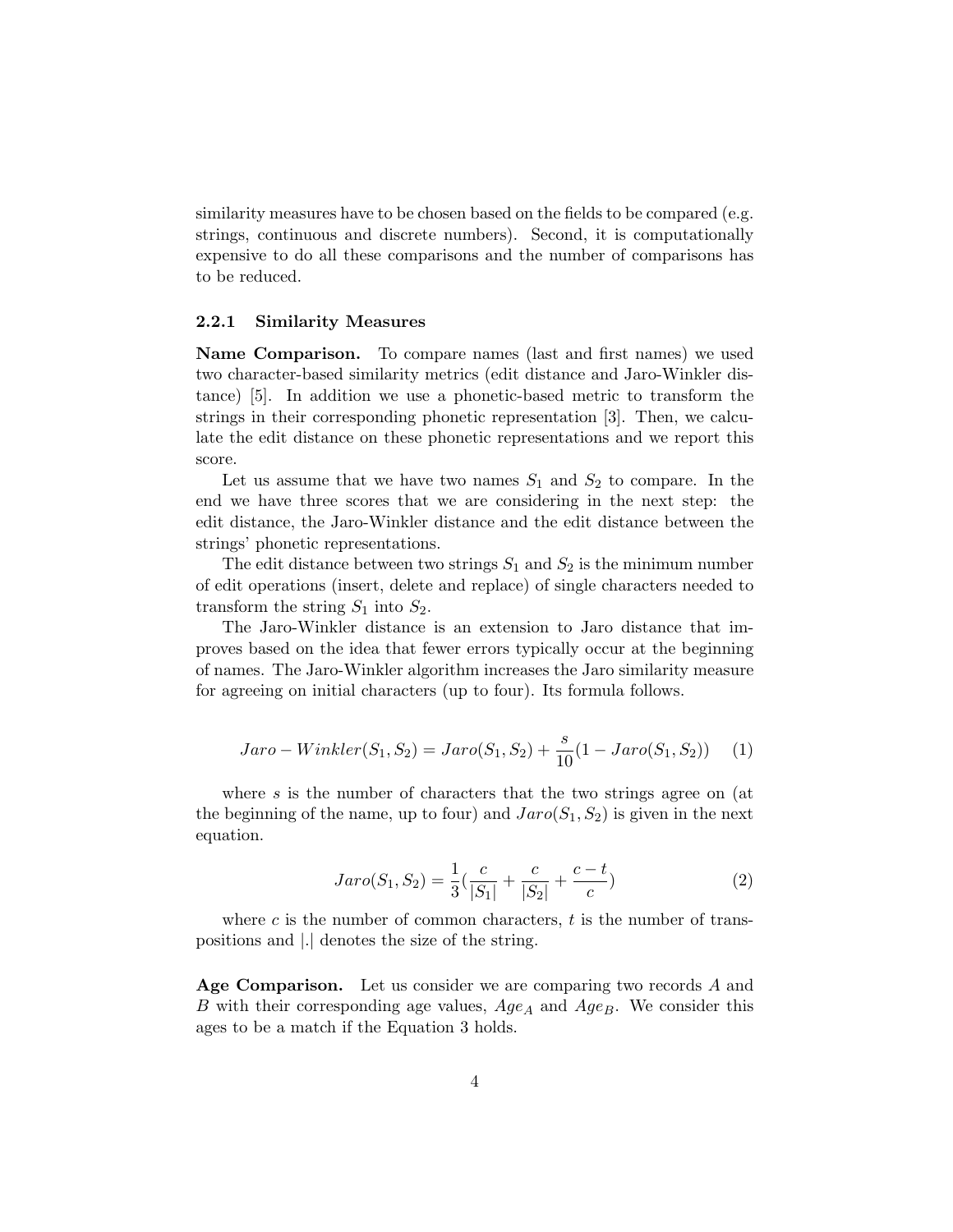similarity measures have to be chosen based on the fields to be compared (e.g. strings, continuous and discrete numbers). Second, it is computationally expensive to do all these comparisons and the number of comparisons has to be reduced.

#### 2.2.1 Similarity Measures

**Name Comparison.** To compare names (last and first names) we used two character-based similarity metrics (edit distance and Jaro-Winkler distance) [5]. In addition we use a phonetic-based metric to transform the strings in their corresponding phonetic representation [3]. Then, we calculate the edit distance on these phonetic representations and we report this score.

Let us assume that we have two names $S_1$ and $S_2$ to compare. In the end we have three scores that we are considering in the next step: the edit distance, the Jaro-Winkler distance and the edit distance between the strings' phonetic representations.

The edit distance between two strings $S_1$ and $S_2$ is the minimum number of edit operations (insert, delete and replace) of single characters needed to transform the string $S_1$ into $S_2$.

The Jaro-Winkler distance is an extension to Jaro distance that improves based on the idea that fewer errors typically occur at the beginning of names. The Jaro-Winkler algorithm increases the Jaro similarity measure for agreeing on initial characters (up to four). Its formula follows.

$$Jaro-Winkler(S_1, S_2) = Jaro(S_1, S_2) + \frac{s}{10}(1 - Jaro(S_1, S_2)) \quad (1)$$

where $s$ is the number of characters that the two strings agree on (at the beginning of the name, up to four) and $Jaro(S_1, S_2)$ is given in the next equation.

$$Jaro(S_1, S_2) = \frac{1}{3}(\frac{c}{|S_1|} + \frac{c}{|S_2|} + \frac{c - t}{c}) \quad (2)$$

where $c$ is the number of common characters, $t$ is the number of transpositions and $|.|$ denotes the size of the string.

**Age Comparison.** Let us consider we are comparing two records $A$ and $B$ with their corresponding age values, $Age_A$ and $Age_B$. We consider this ages to be a match if the Equation 3 holds.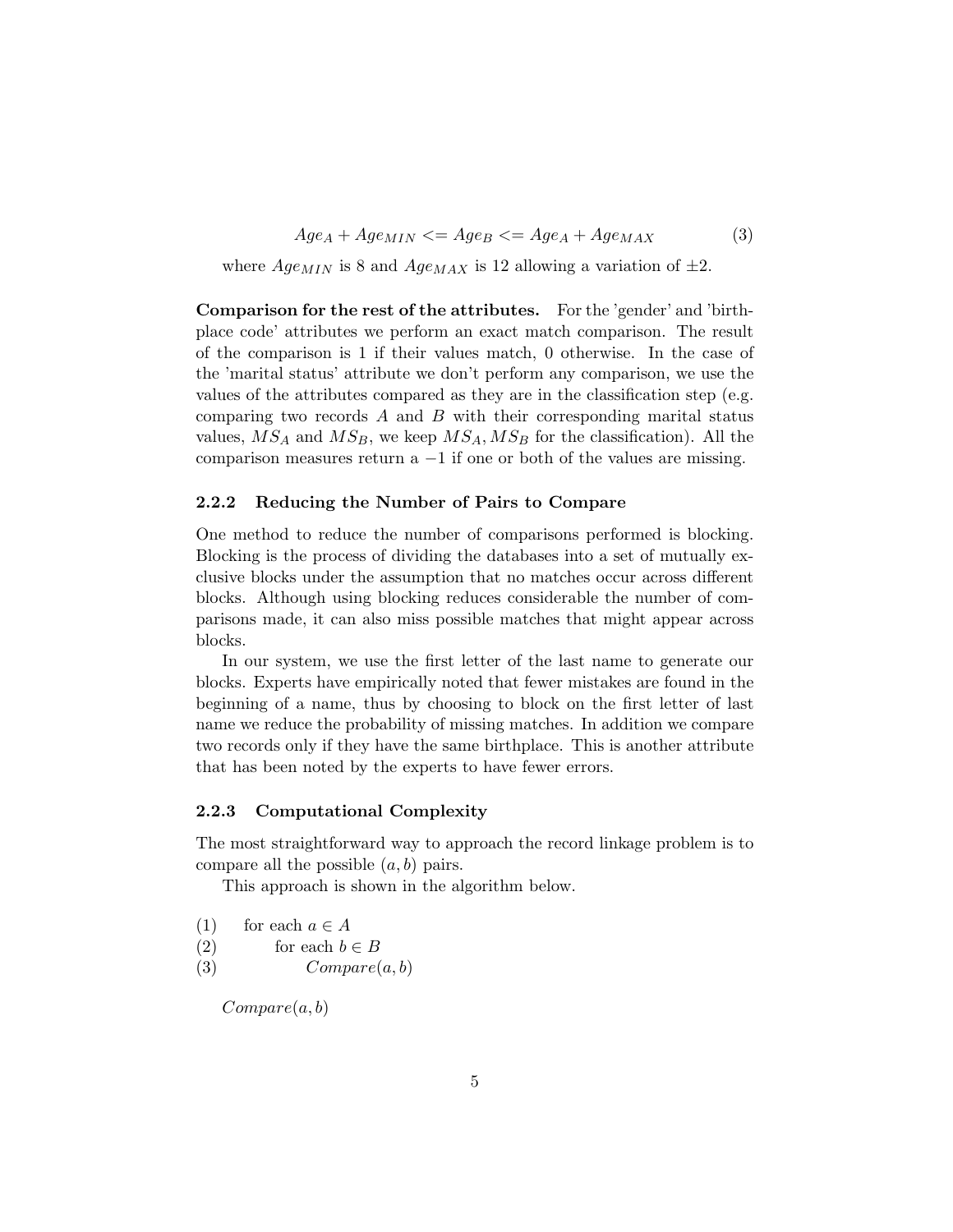$$Age_A + Age_{MIN} <= Age_B <= Age_A + Age_{MAX} \tag{3}$$

where $Age_{MIN}$ is 8 and $Age_{MAX}$ is 12 allowing a variation of $\pm 2$.

**Comparison for the rest of the attributes.** For the 'gender' and 'birthplace code' attributes we perform an exact match comparison. The result of the comparison is 1 if their values match, 0 otherwise. In the case of the 'marital status' attribute we don't perform any comparison, we use the values of the attributes compared as they are in the classification step (e.g. comparing two records $A$ and $B$ with their corresponding marital status values, $MS_A$ and $MS_B$, we keep $MS_A, MS_B$ for the classification). All the comparison measures return a $-1$ if one or both of the values are missing.

### 2.2.2 Reducing the Number of Pairs to Compare

One method to reduce the number of comparisons performed is blocking. Blocking is the process of dividing the databases into a set of mutually exclusive blocks under the assumption that no matches occur across different blocks. Although using blocking reduces considerable the number of comparisons made, it can also miss possible matches that might appear across blocks.

In our system, we use the first letter of the last name to generate our blocks. Experts have empirically noted that fewer mistakes are found in the beginning of a name, thus by choosing to block on the first letter of last name we reduce the probability of missing matches. In addition we compare two records only if they have the same birthplace. This is another attribute that has been noted by the experts to have fewer errors.

### 2.2.3 Computational Complexity

The most straightforward way to approach the record linkage problem is to compare all the possible $(a, b)$ pairs.

This approach is shown in the algorithm below.

(1) for each $a \in A$
(2) &nbsp;&nbsp;&nbsp;&nbsp;for each $b \in B$
(3) &nbsp;&nbsp;&nbsp;&nbsp;&nbsp;&nbsp;&nbsp;&nbsp;$Compare(a, b)$

$Compare(a, b)$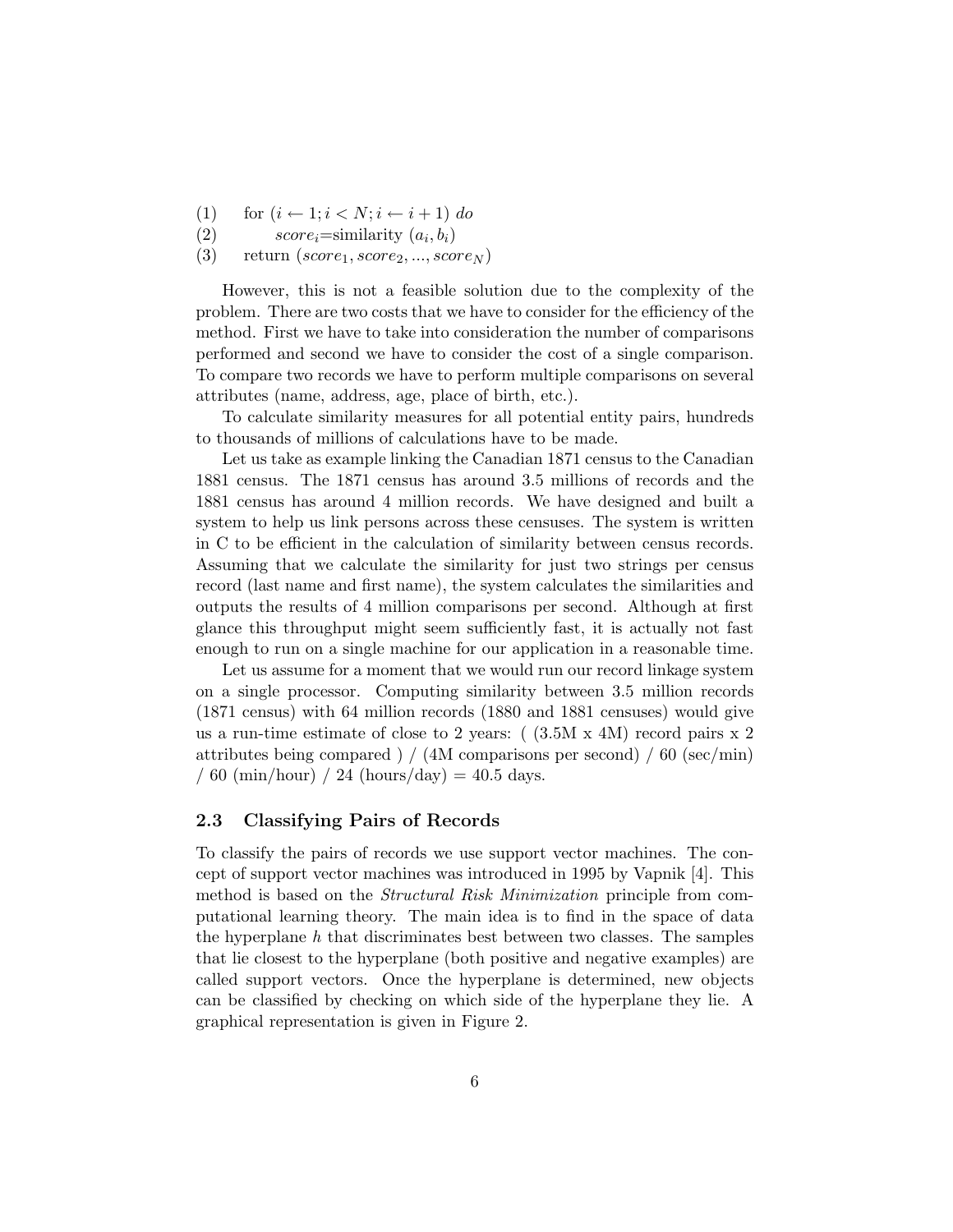(1)  for $(i \leftarrow 1; i < N; i \leftarrow i+1)$ *do*
(2)    $score_i$=similarity $(a_i, b_i)$
(3)  return $(score_1, score_2, ..., score_N)$

However, this is not a feasible solution due to the complexity of the problem. There are two costs that we have to consider for the efficiency of the method. First we have to take into consideration the number of comparisons performed and second we have to consider the cost of a single comparison. To compare two records we have to perform multiple comparisons on several attributes (name, address, age, place of birth, etc.).

To calculate similarity measures for all potential entity pairs, hundreds to thousands of millions of calculations have to be made.

Let us take as example linking the Canadian 1871 census to the Canadian 1881 census. The 1871 census has around 3.5 millions of records and the 1881 census has around 4 million records. We have designed and built a system to help us link persons across these censuses. The system is written in C to be efficient in the calculation of similarity between census records. Assuming that we calculate the similarity for just two strings per census record (last name and first name), the system calculates the similarities and outputs the results of 4 million comparisons per second. Although at first glance this throughput might seem sufficiently fast, it is actually not fast enough to run on a single machine for our application in a reasonable time.

Let us assume for a moment that we would run our record linkage system on a single processor. Computing similarity between 3.5 million records (1871 census) with 64 million records (1880 and 1881 censuses) would give us a run-time estimate of close to 2 years: ( (3.5M x 4M) record pairs x 2 attributes being compared ) / (4M comparisons per second) / 60 (sec/min) / 60 (min/hour) / 24 (hours/day) = 40.5 days.

### 2.3 Classifying Pairs of Records

To classify the pairs of records we use support vector machines. The concept of support vector machines was introduced in 1995 by Vapnik [4]. This method is based on the *Structural Risk Minimization* principle from computational learning theory. The main idea is to find in the space of data the hyperplane $h$ that discriminates best between two classes. The samples that lie closest to the hyperplane (both positive and negative examples) are called support vectors. Once the hyperplane is determined, new objects can be classified by checking on which side of the hyperplane they lie. A graphical representation is given in Figure 2.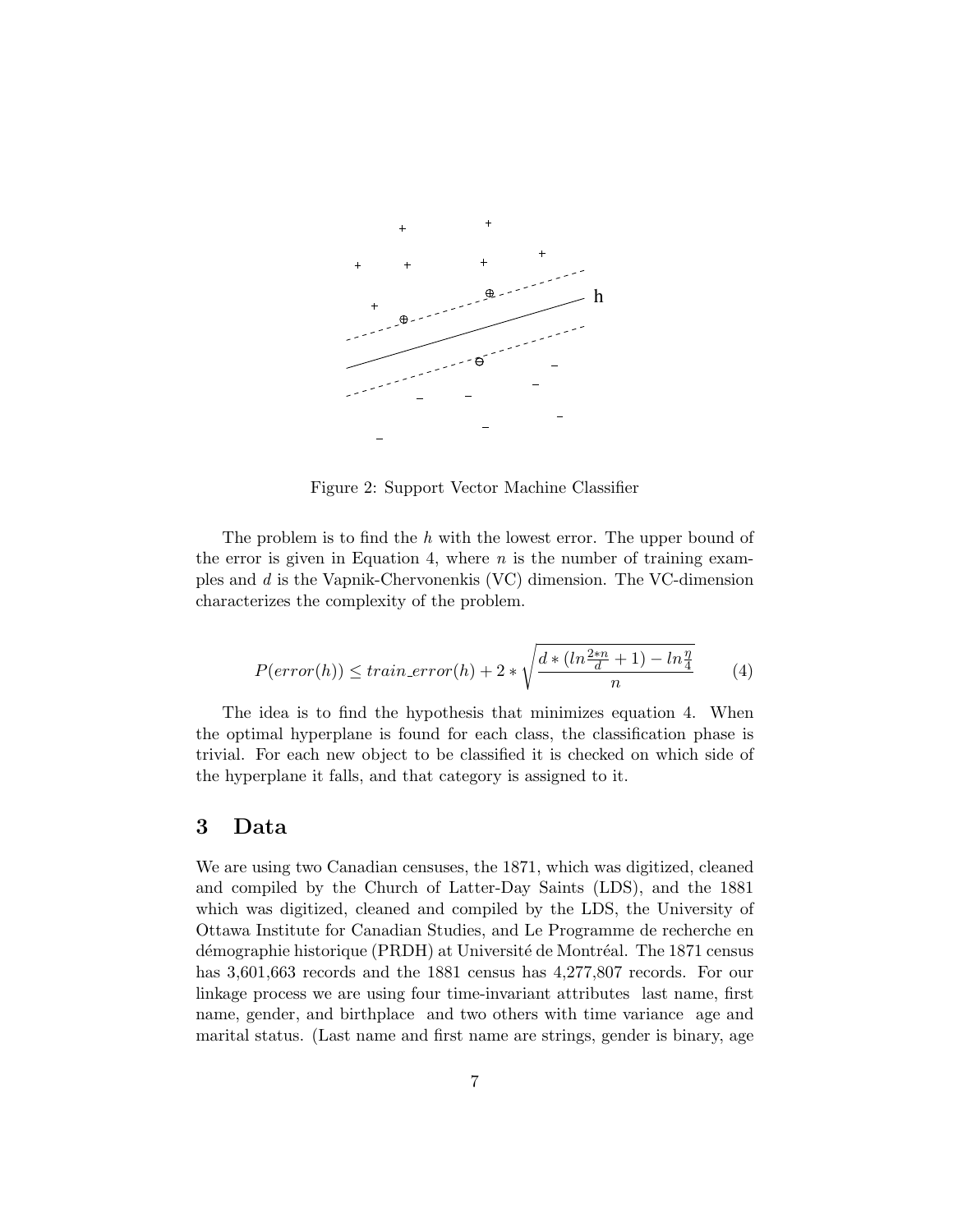Figure 2: Support Vector Machine Classifier

The problem is to find the $h$ with the lowest error. The upper bound of the error is given in Equation 4, where $n$ is the number of training examples and $d$ is the Vapnik-Chervonenkis (VC) dimension. The VC-dimension characterizes the complexity of the problem.

$$P(error(h)) \leq train\_error(h) + 2 * \sqrt{\frac{d * (ln\frac{2*n}{d} + 1) - ln\frac{\eta}{4}}{n}} \qquad (4)$$

The idea is to find the hypothesis that minimizes equation 4. When the optimal hyperplane is found for each class, the classification phase is trivial. For each new object to be classified it is checked on which side of the hyperplane it falls, and that category is assigned to it.

## 3 Data

We are using two Canadian censuses, the 1871, which was digitized, cleaned and compiled by the Church of Latter-Day Saints (LDS), and the 1881 which was digitized, cleaned and compiled by the LDS, the University of Ottawa Institute for Canadian Studies, and Le Programme de recherche en démographie historique (PRDH) at Université de Montréal. The 1871 census has 3,601,663 records and the 1881 census has 4,277,807 records. For our linkage process we are using four time-invariant attributes last name, first name, gender, and birthplace and two others with time variance age and marital status. (Last name and first name are strings, gender is binary, age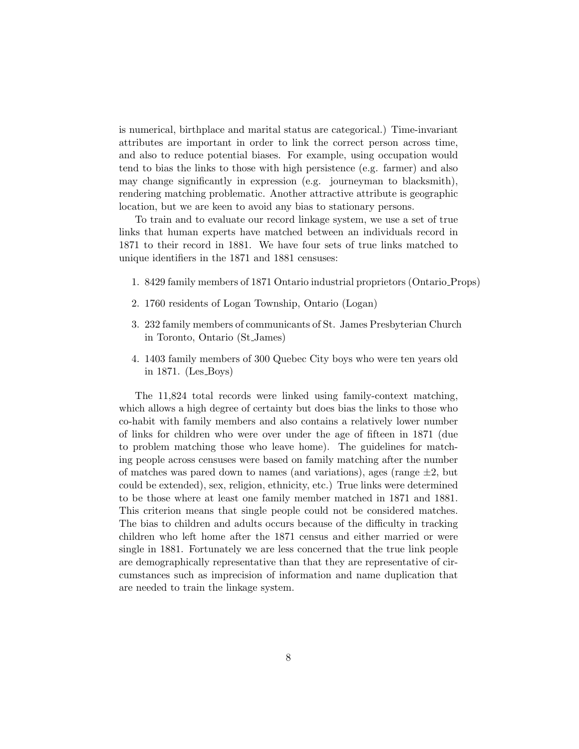is numerical, birthplace and marital status are categorical.) Time-invariant attributes are important in order to link the correct person across time, and also to reduce potential biases. For example, using occupation would tend to bias the links to those with high persistence (e.g. farmer) and also may change significantly in expression (e.g. journeyman to blacksmith), rendering matching problematic. Another attractive attribute is geographic location, but we are keen to avoid any bias to stationary persons.

To train and to evaluate our record linkage system, we use a set of true links that human experts have matched between an individuals record in 1871 to their record in 1881. We have four sets of true links matched to unique identifiers in the 1871 and 1881 censuses:

1. 8429 family members of 1871 Ontario industrial proprietors (Ontario_Props)
2. 1760 residents of Logan Township, Ontario (Logan)
3. 232 family members of communicants of St. James Presbyterian Church in Toronto, Ontario (St_James)
4. 1403 family members of 300 Quebec City boys who were ten years old in 1871. (Les_Boys)

The 11,824 total records were linked using family-context matching, which allows a high degree of certainty but does bias the links to those who co-habit with family members and also contains a relatively lower number of links for children who were over under the age of fifteen in 1871 (due to problem matching those who leave home). The guidelines for matching people across censuses were based on family matching after the number of matches was pared down to names (and variations), ages (range $\pm 2$, but could be extended), sex, religion, ethnicity, etc.) True links were determined to be those where at least one family member matched in 1871 and 1881. This criterion means that single people could not be considered matches. The bias to children and adults occurs because of the difficulty in tracking children who left home after the 1871 census and either married or were single in 1881. Fortunately we are less concerned that the true link people are demographically representative than that they are representative of circumstances such as imprecision of information and name duplication that are needed to train the linkage system.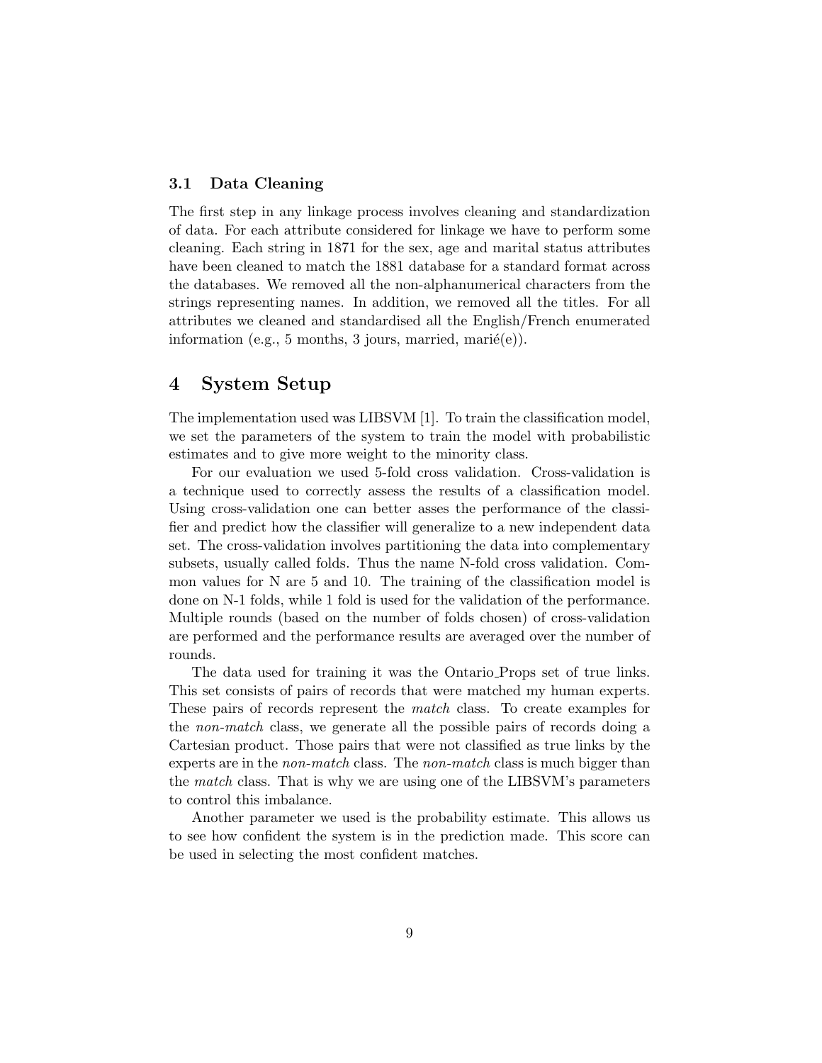### 3.1 Data Cleaning

The first step in any linkage process involves cleaning and standardization of data. For each attribute considered for linkage we have to perform some cleaning. Each string in 1871 for the sex, age and marital status attributes have been cleaned to match the 1881 database for a standard format across the databases. We removed all the non-alphanumerical characters from the strings representing names. In addition, we removed all the titles. For all attributes we cleaned and standardised all the English/French enumerated information (e.g., 5 months, 3 jours, married, marié(e)).

## 4 System Setup

The implementation used was LIBSVM [1]. To train the classification model, we set the parameters of the system to train the model with probabilistic estimates and to give more weight to the minority class.

For our evaluation we used 5-fold cross validation. Cross-validation is a technique used to correctly assess the results of a classification model. Using cross-validation one can better asses the performance of the classifier and predict how the classifier will generalize to a new independent data set. The cross-validation involves partitioning the data into complementary subsets, usually called folds. Thus the name N-fold cross validation. Common values for N are 5 and 10. The training of the classification model is done on N-1 folds, while 1 fold is used for the validation of the performance. Multiple rounds (based on the number of folds chosen) of cross-validation are performed and the performance results are averaged over the number of rounds.

The data used for training it was the Ontario_Props set of true links. This set consists of pairs of records that were matched my human experts. These pairs of records represent the *match* class. To create examples for the *non-match* class, we generate all the possible pairs of records doing a Cartesian product. Those pairs that were not classified as true links by the experts are in the *non-match* class. The *non-match* class is much bigger than the *match* class. That is why we are using one of the LIBSVM's parameters to control this imbalance.

Another parameter we used is the probability estimate. This allows us to see how confident the system is in the prediction made. This score can be used in selecting the most confident matches.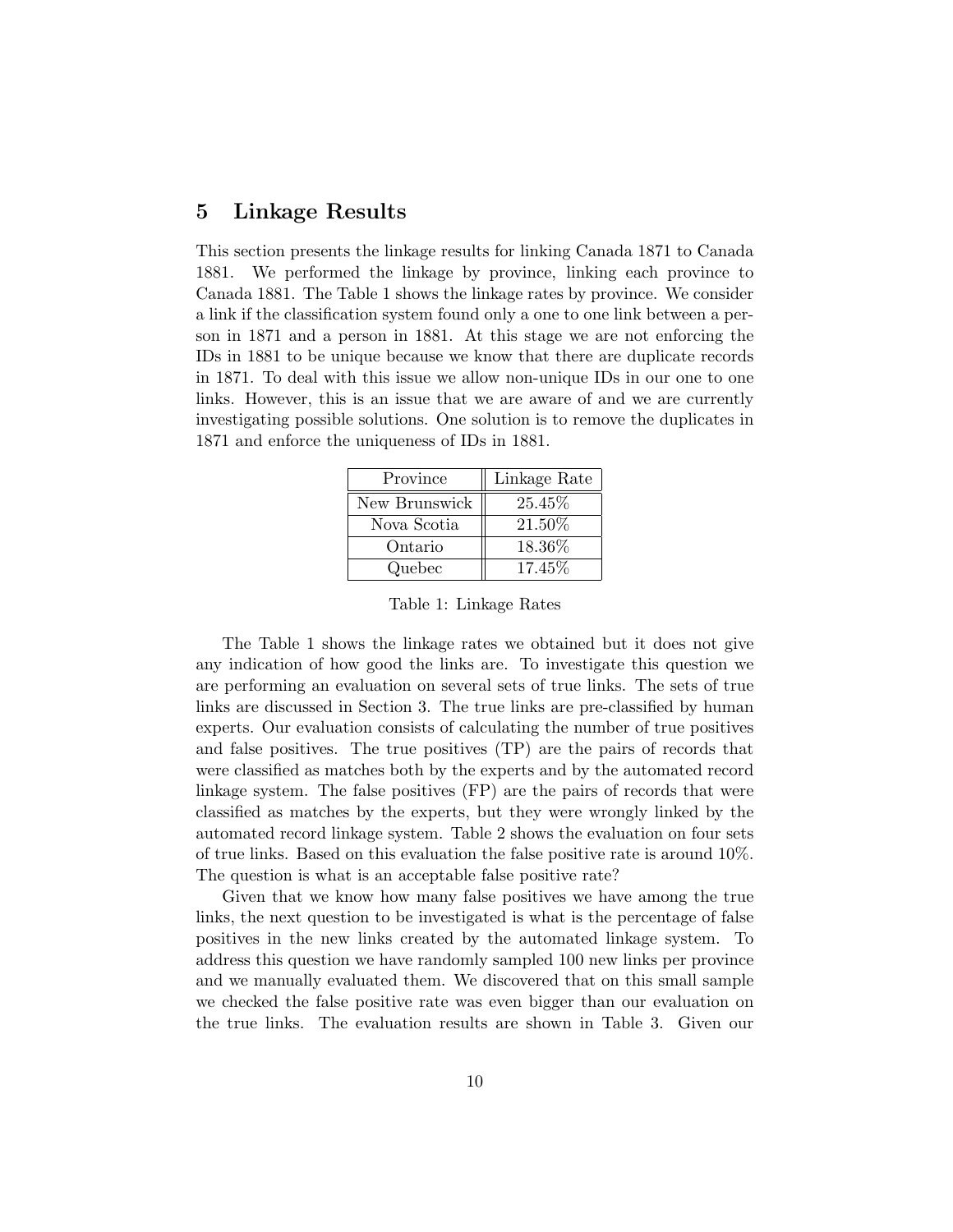## 5 Linkage Results

This section presents the linkage results for linking Canada 1871 to Canada 1881. We performed the linkage by province, linking each province to Canada 1881. The Table 1 shows the linkage rates by province. We consider a link if the classification system found only a one to one link between a person in 1871 and a person in 1881. At this stage we are not enforcing the IDs in 1881 to be unique because we know that there are duplicate records in 1871. To deal with this issue we allow non-unique IDs in our one to one links. However, this is an issue that we are aware of and we are currently investigating possible solutions. One solution is to remove the duplicates in 1871 and enforce the uniqueness of IDs in 1881.

| Province | Linkage Rate |
|---|---|
| New Brunswick | 25.45% |
| Nova Scotia | 21.50% |
| Ontario | 18.36% |
| Quebec | 17.45% |

Table 1: Linkage Rates

The Table 1 shows the linkage rates we obtained but it does not give any indication of how good the links are. To investigate this question we are performing an evaluation on several sets of true links. The sets of true links are discussed in Section 3. The true links are pre-classified by human experts. Our evaluation consists of calculating the number of true positives and false positives. The true positives (TP) are the pairs of records that were classified as matches both by the experts and by the automated record linkage system. The false positives (FP) are the pairs of records that were classified as matches by the experts, but they were wrongly linked by the automated record linkage system. Table 2 shows the evaluation on four sets of true links. Based on this evaluation the false positive rate is around 10%. The question is what is an acceptable false positive rate?

Given that we know how many false positives we have among the true links, the next question to be investigated is what is the percentage of false positives in the new links created by the automated linkage system. To address this question we have randomly sampled 100 new links per province and we manually evaluated them. We discovered that on this small sample we checked the false positive rate was even bigger than our evaluation on the true links. The evaluation results are shown in Table 3. Given our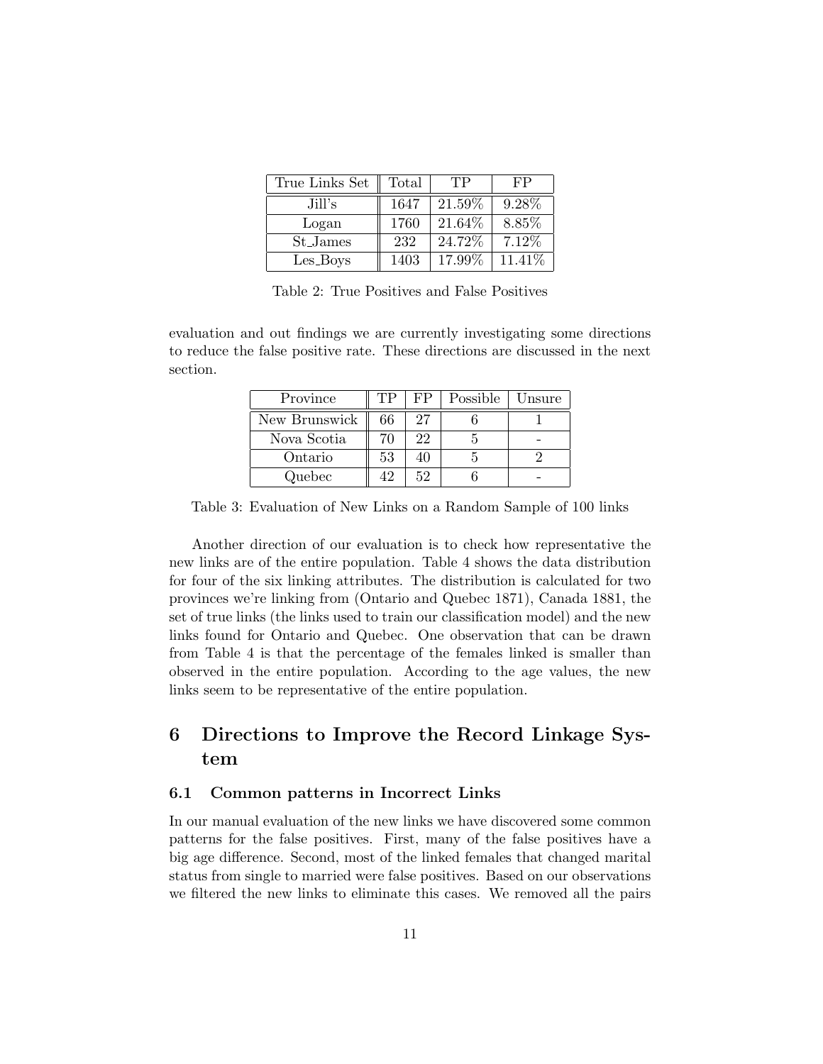| True Links Set | Total | TP | FP |
|---|---|---|---|
| Jill's | 1647 | 21.59% | 9.28% |
| Logan | 1760 | 21.64% | 8.85% |
| St_James | 232 | 24.72% | 7.12% |
| Les_Boys | 1403 | 17.99% | 11.41% |

Table 2: True Positives and False Positives

evaluation and out findings we are currently investigating some directions to reduce the false positive rate. These directions are discussed in the next section.

| Province | TP | FP | Possible | Unsure |
|---|---|---|---|---|
| New Brunswick | 66 | 27 | 6 | 1 |
| Nova Scotia | 70 | 22 | 5 | - |
| Ontario | 53 | 40 | 5 | 2 |
| Quebec | 42 | 52 | 6 | - |

Table 3: Evaluation of New Links on a Random Sample of 100 links

Another direction of our evaluation is to check how representative the new links are of the entire population. Table 4 shows the data distribution for four of the six linking attributes. The distribution is calculated for two provinces we're linking from (Ontario and Quebec 1871), Canada 1881, the set of true links (the links used to train our classification model) and the new links found for Ontario and Quebec. One observation that can be drawn from Table 4 is that the percentage of the females linked is smaller than observed in the entire population. According to the age values, the new links seem to be representative of the entire population.

# 6 Directions to Improve the Record Linkage System

## 6.1 Common patterns in Incorrect Links

In our manual evaluation of the new links we have discovered some common patterns for the false positives. First, many of the false positives have a big age difference. Second, most of the linked females that changed marital status from single to married were false positives. Based on our observations we filtered the new links to eliminate this cases. We removed all the pairs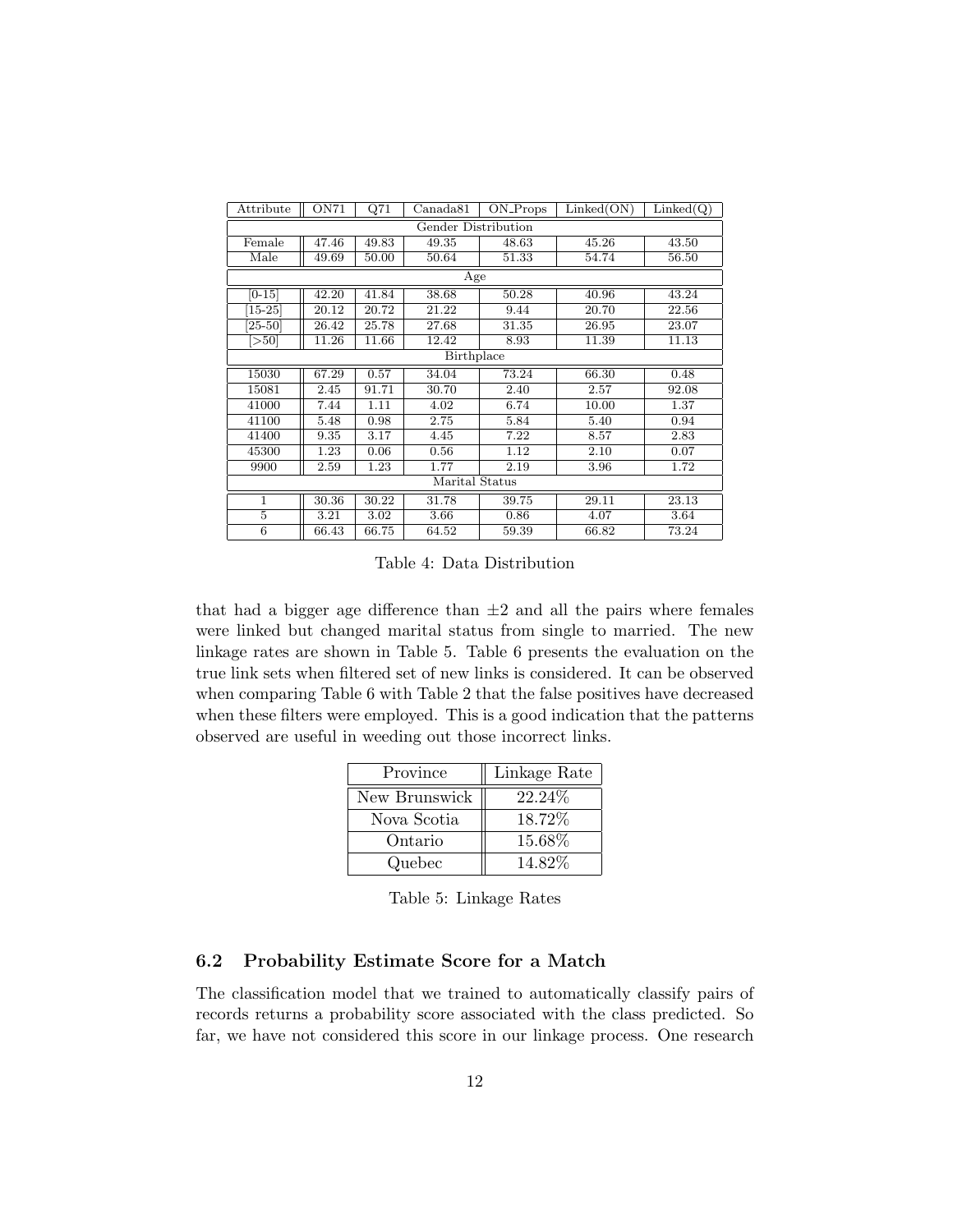| Attribute | ON71 | Q71 | Canada81 | ON_Props | Linked(ON) | Linked(Q) |
|---|---|---|---|---|---|---|
| Gender Distribution | | | | | | |
| Female | 47.46 | 49.83 | 49.35 | 48.63 | 45.26 | 43.50 |
| Male | 49.69 | 50.00 | 50.64 | 51.33 | 54.74 | 56.50 |
| Age | | | | | | |
| [0-15] | 42.20 | 41.84 | 38.68 | 50.28 | 40.96 | 43.24 |
| [15-25] | 20.12 | 20.72 | 21.22 | 9.44 | 20.70 | 22.56 |
| [25-50] | 26.42 | 25.78 | 27.68 | 31.35 | 26.95 | 23.07 |
| [>50] | 11.26 | 11.66 | 12.42 | 8.93 | 11.39 | 11.13 |
| Birthplace | | | | | | |
| 15030 | 67.29 | 0.57 | 34.04 | 73.24 | 66.30 | 0.48 |
| 15081 | 2.45 | 91.71 | 30.70 | 2.40 | 2.57 | 92.08 |
| 41000 | 7.44 | 1.11 | 4.02 | 6.74 | 10.00 | 1.37 |
| 41100 | 5.48 | 0.98 | 2.75 | 5.84 | 5.40 | 0.94 |
| 41400 | 9.35 | 3.17 | 4.45 | 7.22 | 8.57 | 2.83 |
| 45300 | 1.23 | 0.06 | 0.56 | 1.12 | 2.10 | 0.07 |
| 9900 | 2.59 | 1.23 | 1.77 | 2.19 | 3.96 | 1.72 |
| Marital Status | | | | | | |
| 1 | 30.36 | 30.22 | 31.78 | 39.75 | 29.11 | 23.13 |
| 5 | 3.21 | 3.02 | 3.66 | 0.86 | 4.07 | 3.64 |
| 6 | 66.43 | 66.75 | 64.52 | 59.39 | 66.82 | 73.24 |

Table 4: Data Distribution

that had a bigger age difference than $\pm 2$ and all the pairs where females were linked but changed marital status from single to married. The new linkage rates are shown in Table 5. Table 6 presents the evaluation on the true link sets when filtered set of new links is considered. It can be observed when comparing Table 6 with Table 2 that the false positives have decreased when these filters were employed. This is a good indication that the patterns observed are useful in weeding out those incorrect links.

| Province | Linkage Rate |
|---|---|
| New Brunswick | 22.24% |
| Nova Scotia | 18.72% |
| Ontario | 15.68% |
| Quebec | 14.82% |

Table 5: Linkage Rates

### 6.2 Probability Estimate Score for a Match

The classification model that we trained to automatically classify pairs of records returns a probability score associated with the class predicted. So far, we have not considered this score in our linkage process. One research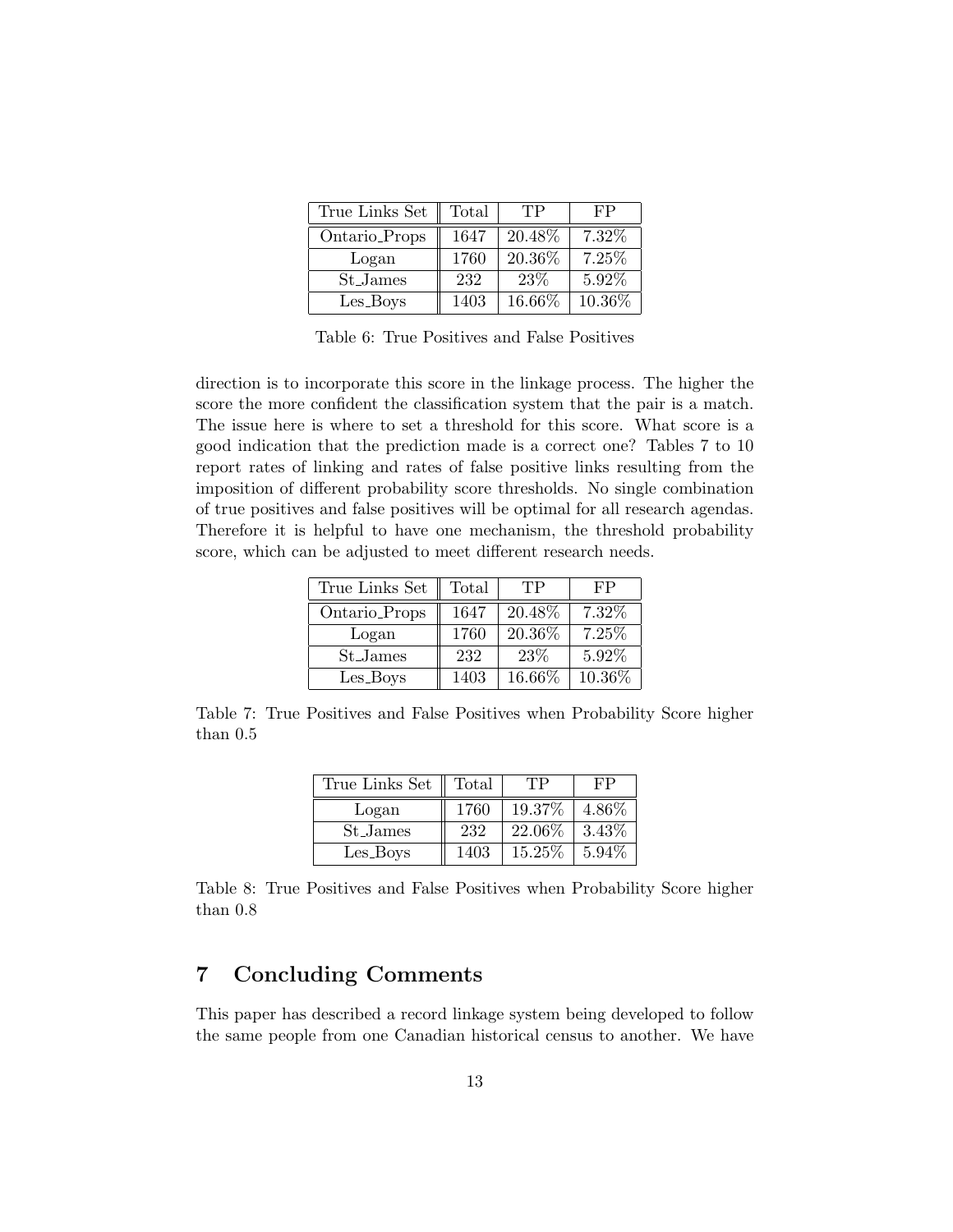| True Links Set | Total | TP | FP |
|---|---|---|---|
| Ontario_Props | 1647 | 20.48% | 7.32% |
| Logan | 1760 | 20.36% | 7.25% |
| St_James | 232 | 23% | 5.92% |
| Les_Boys | 1403 | 16.66% | 10.36% |

Table 6: True Positives and False Positives

direction is to incorporate this score in the linkage process. The higher the score the more confident the classification system that the pair is a match. The issue here is where to set a threshold for this score. What score is a good indication that the prediction made is a correct one? Tables 7 to 10 report rates of linking and rates of false positive links resulting from the imposition of different probability score thresholds. No single combination of true positives and false positives will be optimal for all research agendas. Therefore it is helpful to have one mechanism, the threshold probability score, which can be adjusted to meet different research needs.

| True Links Set | Total | TP | FP |
|---|---|---|---|
| Ontario_Props | 1647 | 20.48% | 7.32% |
| Logan | 1760 | 20.36% | 7.25% |
| St_James | 232 | 23% | 5.92% |
| Les_Boys | 1403 | 16.66% | 10.36% |

Table 7: True Positives and False Positives when Probability Score higher than 0.5

| True Links Set | Total | TP | FP |
|---|---|---|---|
| Logan | 1760 | 19.37% | 4.86% |
| St_James | 232 | 22.06% | 3.43% |
| Les_Boys | 1403 | 15.25% | 5.94% |

Table 8: True Positives and False Positives when Probability Score higher than 0.8

## 7 Concluding Comments

This paper has described a record linkage system being developed to follow the same people from one Canadian historical census to another. We have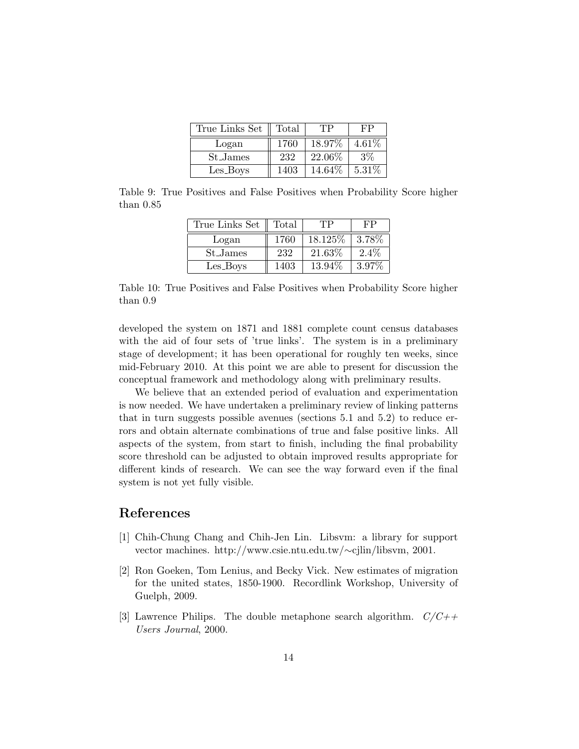| True Links Set | Total | TP | FP |
|---|---|---|---|
| Logan | 1760 | 18.97% | 4.61% |
| St_James | 232 | 22.06% | 3% |
| Les_Boys | 1403 | 14.64% | 5.31% |

Table 9: True Positives and False Positives when Probability Score higher than 0.85

| True Links Set | Total | TP | FP |
|---|---|---|---|
| Logan | 1760 | 18.125% | 3.78% |
| St_James | 232 | 21.63% | 2.4% |
| Les_Boys | 1403 | 13.94% | 3.97% |

Table 10: True Positives and False Positives when Probability Score higher than 0.9

developed the system on 1871 and 1881 complete count census databases with the aid of four sets of 'true links'. The system is in a preliminary stage of development; it has been operational for roughly ten weeks, since mid-February 2010. At this point we are able to present for discussion the conceptual framework and methodology along with preliminary results.

We believe that an extended period of evaluation and experimentation is now needed. We have undertaken a preliminary review of linking patterns that in turn suggests possible avenues (sections 5.1 and 5.2) to reduce errors and obtain alternate combinations of true and false positive links. All aspects of the system, from start to finish, including the final probability score threshold can be adjusted to obtain improved results appropriate for different kinds of research. We can see the way forward even if the final system is not yet fully visible.

# References

[1] Chih-Chung Chang and Chih-Jen Lin. Libsvm: a library for support vector machines. http://www.csie.ntu.edu.tw/∼cjlin/libsvm, 2001.

[2] Ron Goeken, Tom Lenius, and Becky Vick. New estimates of migration for the united states, 1850-1900. Recordlink Workshop, University of Guelph, 2009.

[3] Lawrence Philips. The double metaphone search algorithm. *C/C++ Users Journal*, 2000.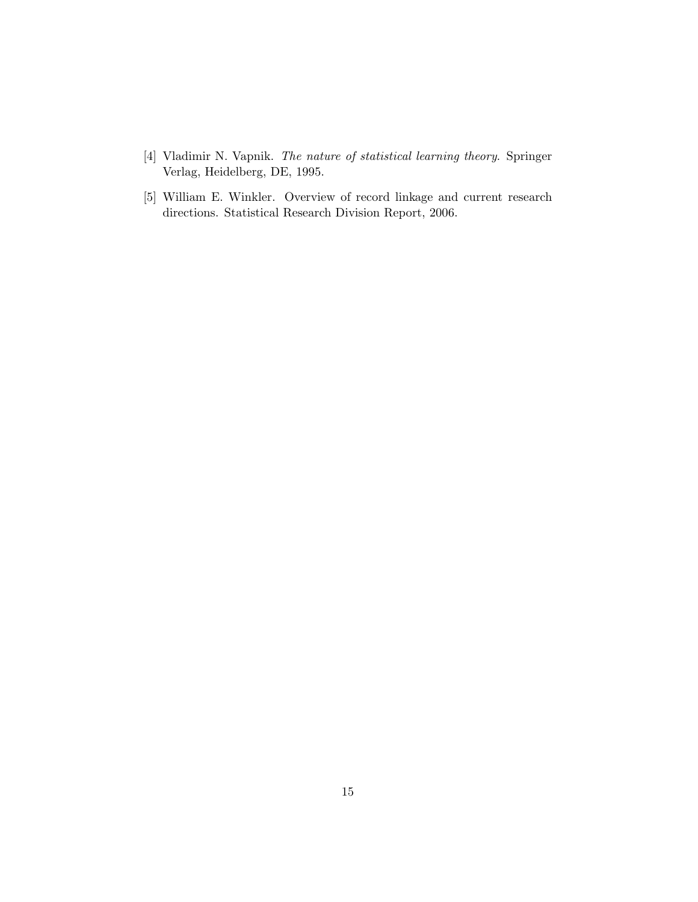[4] Vladimir N. Vapnik. *The nature of statistical learning theory*. Springer Verlag, Heidelberg, DE, 1995.

[5] William E. Winkler. Overview of record linkage and current research directions. Statistical Research Division Report, 2006.